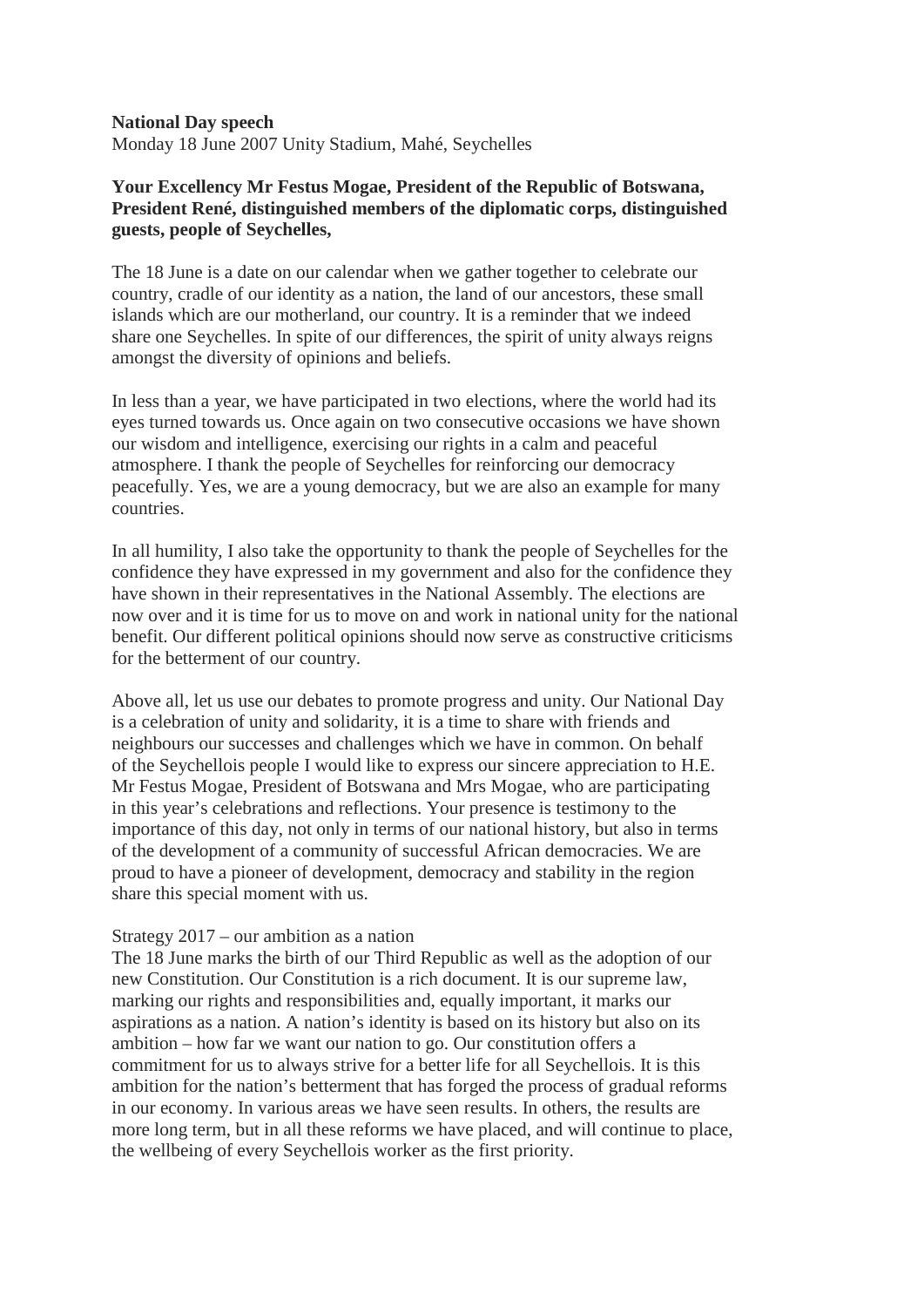**National Day speech**
Monday 18 June 2007 Unity Stadium, Mahé, Seychelles

**Your Excellency Mr Festus Mogae, President of the Republic of Botswana, President René, distinguished members of the diplomatic corps, distinguished guests, people of Seychelles,**

The 18 June is a date on our calendar when we gather together to celebrate our country, cradle of our identity as a nation, the land of our ancestors, these small islands which are our motherland, our country. It is a reminder that we indeed share one Seychelles. In spite of our differences, the spirit of unity always reigns amongst the diversity of opinions and beliefs.

In less than a year, we have participated in two elections, where the world had its eyes turned towards us. Once again on two consecutive occasions we have shown our wisdom and intelligence, exercising our rights in a calm and peaceful atmosphere. I thank the people of Seychelles for reinforcing our democracy peacefully. Yes, we are a young democracy, but we are also an example for many countries.

In all humility, I also take the opportunity to thank the people of Seychelles for the confidence they have expressed in my government and also for the confidence they have shown in their representatives in the National Assembly. The elections are now over and it is time for us to move on and work in national unity for the national benefit. Our different political opinions should now serve as constructive criticisms for the betterment of our country.

Above all, let us use our debates to promote progress and unity. Our National Day is a celebration of unity and solidarity, it is a time to share with friends and neighbours our successes and challenges which we have in common. On behalf of the Seychellois people I would like to express our sincere appreciation to H.E. Mr Festus Mogae, President of Botswana and Mrs Mogae, who are participating in this year's celebrations and reflections. Your presence is testimony to the importance of this day, not only in terms of our national history, but also in terms of the development of a community of successful African democracies. We are proud to have a pioneer of development, democracy and stability in the region share this special moment with us.

Strategy 2017 – our ambition as a nation

The 18 June marks the birth of our Third Republic as well as the adoption of our new Constitution. Our Constitution is a rich document. It is our supreme law, marking our rights and responsibilities and, equally important, it marks our aspirations as a nation. A nation's identity is based on its history but also on its ambition – how far we want our nation to go. Our constitution offers a commitment for us to always strive for a better life for all Seychellois. It is this ambition for the nation's betterment that has forged the process of gradual reforms in our economy. In various areas we have seen results. In others, the results are more long term, but in all these reforms we have placed, and will continue to place, the wellbeing of every Seychellois worker as the first priority.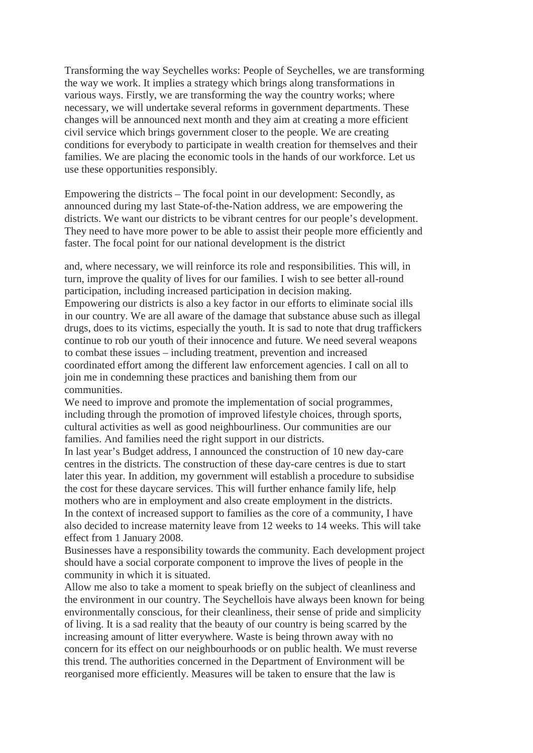Transforming the way Seychelles works: People of Seychelles, we are transforming the way we work. It implies a strategy which brings along transformations in various ways. Firstly, we are transforming the way the country works; where necessary, we will undertake several reforms in government departments. These changes will be announced next month and they aim at creating a more efficient civil service which brings government closer to the people. We are creating conditions for everybody to participate in wealth creation for themselves and their families. We are placing the economic tools in the hands of our workforce. Let us use these opportunities responsibly.

Empowering the districts – The focal point in our development: Secondly, as announced during my last State-of-the-Nation address, we are empowering the districts. We want our districts to be vibrant centres for our people's development. They need to have more power to be able to assist their people more efficiently and faster. The focal point for our national development is the district

and, where necessary, we will reinforce its role and responsibilities. This will, in turn, improve the quality of lives for our families. I wish to see better all-round participation, including increased participation in decision making.

Empowering our districts is also a key factor in our efforts to eliminate social ills in our country. We are all aware of the damage that substance abuse such as illegal drugs, does to its victims, especially the youth. It is sad to note that drug traffickers continue to rob our youth of their innocence and future. We need several weapons to combat these issues – including treatment, prevention and increased coordinated effort among the different law enforcement agencies. I call on all to join me in condemning these practices and banishing them from our communities.

We need to improve and promote the implementation of social programmes, including through the promotion of improved lifestyle choices, through sports, cultural activities as well as good neighbourliness. Our communities are our families. And families need the right support in our districts.

In last year's Budget address, I announced the construction of 10 new day-care centres in the districts. The construction of these day-care centres is due to start later this year. In addition, my government will establish a procedure to subsidise the cost for these daycare services. This will further enhance family life, help mothers who are in employment and also create employment in the districts.

In the context of increased support to families as the core of a community, I have also decided to increase maternity leave from 12 weeks to 14 weeks. This will take effect from 1 January 2008.

Businesses have a responsibility towards the community. Each development project should have a social corporate component to improve the lives of people in the community in which it is situated.

Allow me also to take a moment to speak briefly on the subject of cleanliness and the environment in our country. The Seychellois have always been known for being environmentally conscious, for their cleanliness, their sense of pride and simplicity of living. It is a sad reality that the beauty of our country is being scarred by the increasing amount of litter everywhere. Waste is being thrown away with no concern for its effect on our neighbourhoods or on public health. We must reverse this trend. The authorities concerned in the Department of Environment will be reorganised more efficiently. Measures will be taken to ensure that the law is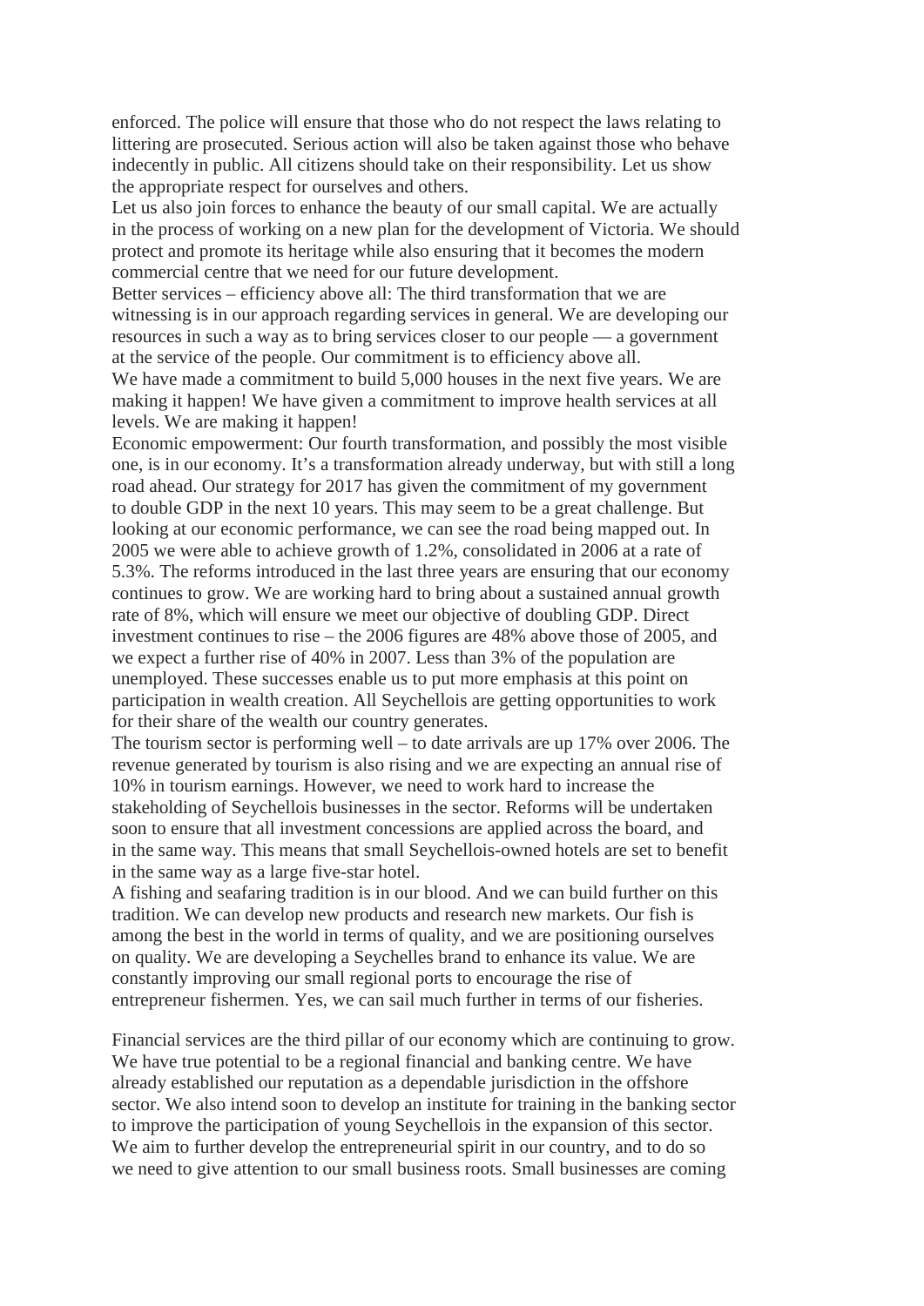enforced. The police will ensure that those who do not respect the laws relating to littering are prosecuted. Serious action will also be taken against those who behave indecently in public. All citizens should take on their responsibility. Let us show the appropriate respect for ourselves and others.

Let us also join forces to enhance the beauty of our small capital. We are actually in the process of working on a new plan for the development of Victoria. We should protect and promote its heritage while also ensuring that it becomes the modern commercial centre that we need for our future development.

Better services – efficiency above all: The third transformation that we are witnessing is in our approach regarding services in general. We are developing our resources in such a way as to bring services closer to our people — a government at the service of the people. Our commitment is to efficiency above all.

We have made a commitment to build 5,000 houses in the next five years. We are making it happen! We have given a commitment to improve health services at all levels. We are making it happen!

Economic empowerment: Our fourth transformation, and possibly the most visible one, is in our economy. It's a transformation already underway, but with still a long road ahead. Our strategy for 2017 has given the commitment of my government to double GDP in the next 10 years. This may seem to be a great challenge. But looking at our economic performance, we can see the road being mapped out. In 2005 we were able to achieve growth of 1.2%, consolidated in 2006 at a rate of 5.3%. The reforms introduced in the last three years are ensuring that our economy continues to grow. We are working hard to bring about a sustained annual growth rate of 8%, which will ensure we meet our objective of doubling GDP. Direct investment continues to rise – the 2006 figures are 48% above those of 2005, and we expect a further rise of 40% in 2007. Less than 3% of the population are unemployed. These successes enable us to put more emphasis at this point on participation in wealth creation. All Seychellois are getting opportunities to work for their share of the wealth our country generates.

The tourism sector is performing well – to date arrivals are up 17% over 2006. The revenue generated by tourism is also rising and we are expecting an annual rise of 10% in tourism earnings. However, we need to work hard to increase the stakeholding of Seychellois businesses in the sector. Reforms will be undertaken soon to ensure that all investment concessions are applied across the board, and in the same way. This means that small Seychellois-owned hotels are set to benefit in the same way as a large five-star hotel.

A fishing and seafaring tradition is in our blood. And we can build further on this tradition. We can develop new products and research new markets. Our fish is among the best in the world in terms of quality, and we are positioning ourselves on quality. We are developing a Seychelles brand to enhance its value. We are constantly improving our small regional ports to encourage the rise of entrepreneur fishermen. Yes, we can sail much further in terms of our fisheries.

Financial services are the third pillar of our economy which are continuing to grow. We have true potential to be a regional financial and banking centre. We have already established our reputation as a dependable jurisdiction in the offshore sector. We also intend soon to develop an institute for training in the banking sector to improve the participation of young Seychellois in the expansion of this sector.

We aim to further develop the entrepreneurial spirit in our country, and to do so we need to give attention to our small business roots. Small businesses are coming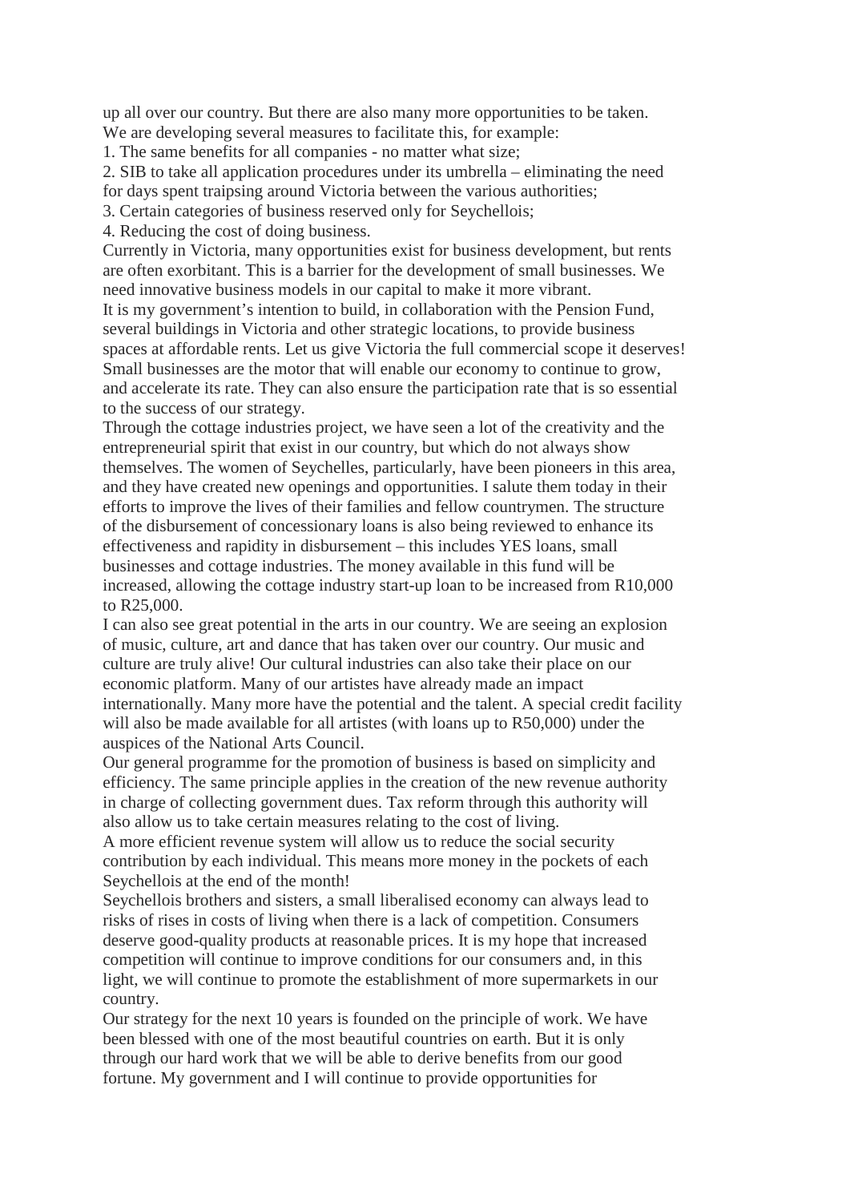up all over our country. But there are also many more opportunities to be taken. We are developing several measures to facilitate this, for example:

1. The same benefits for all companies - no matter what size;
2. SIB to take all application procedures under its umbrella – eliminating the need for days spent traipsing around Victoria between the various authorities;
3. Certain categories of business reserved only for Seychellois;
4. Reducing the cost of doing business.

Currently in Victoria, many opportunities exist for business development, but rents are often exorbitant. This is a barrier for the development of small businesses. We need innovative business models in our capital to make it more vibrant.

It is my government's intention to build, in collaboration with the Pension Fund, several buildings in Victoria and other strategic locations, to provide business spaces at affordable rents. Let us give Victoria the full commercial scope it deserves! Small businesses are the motor that will enable our economy to continue to grow, and accelerate its rate. They can also ensure the participation rate that is so essential to the success of our strategy.

Through the cottage industries project, we have seen a lot of the creativity and the entrepreneurial spirit that exist in our country, but which do not always show themselves. The women of Seychelles, particularly, have been pioneers in this area, and they have created new openings and opportunities. I salute them today in their efforts to improve the lives of their families and fellow countrymen. The structure of the disbursement of concessionary loans is also being reviewed to enhance its effectiveness and rapidity in disbursement – this includes YES loans, small businesses and cottage industries. The money available in this fund will be increased, allowing the cottage industry start-up loan to be increased from R10,000 to R25,000.

I can also see great potential in the arts in our country. We are seeing an explosion of music, culture, art and dance that has taken over our country. Our music and culture are truly alive! Our cultural industries can also take their place on our economic platform. Many of our artistes have already made an impact internationally. Many more have the potential and the talent. A special credit facility will also be made available for all artistes (with loans up to R50,000) under the auspices of the National Arts Council.

Our general programme for the promotion of business is based on simplicity and efficiency. The same principle applies in the creation of the new revenue authority in charge of collecting government dues. Tax reform through this authority will also allow us to take certain measures relating to the cost of living.

A more efficient revenue system will allow us to reduce the social security contribution by each individual. This means more money in the pockets of each Seychellois at the end of the month!

Seychellois brothers and sisters, a small liberalised economy can always lead to risks of rises in costs of living when there is a lack of competition. Consumers deserve good-quality products at reasonable prices. It is my hope that increased competition will continue to improve conditions for our consumers and, in this light, we will continue to promote the establishment of more supermarkets in our country.

Our strategy for the next 10 years is founded on the principle of work. We have been blessed with one of the most beautiful countries on earth. But it is only through our hard work that we will be able to derive benefits from our good fortune. My government and I will continue to provide opportunities for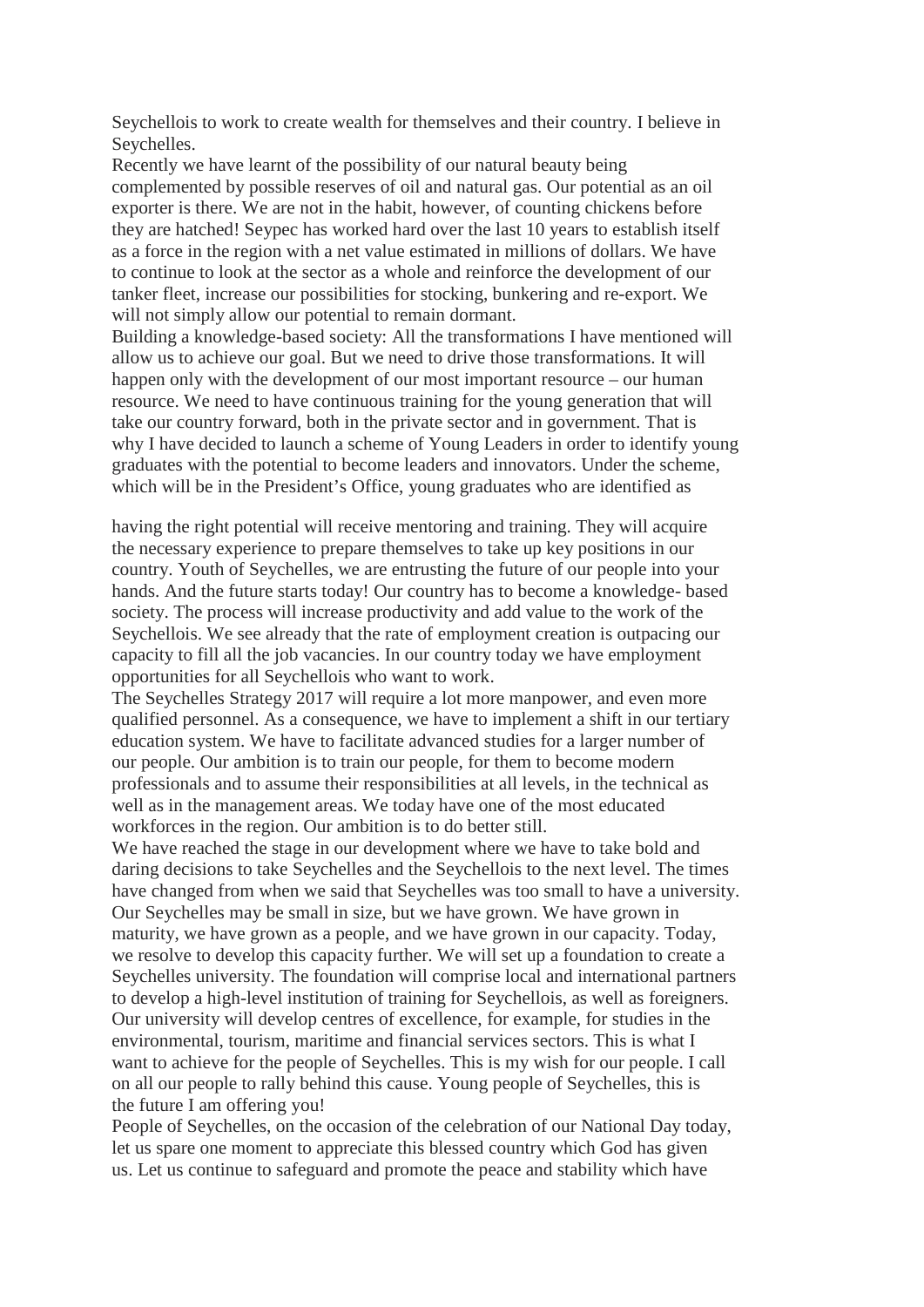Seychellois to work to create wealth for themselves and their country. I believe in Seychelles.

Recently we have learnt of the possibility of our natural beauty being complemented by possible reserves of oil and natural gas. Our potential as an oil exporter is there. We are not in the habit, however, of counting chickens before they are hatched! Seypec has worked hard over the last 10 years to establish itself as a force in the region with a net value estimated in millions of dollars. We have to continue to look at the sector as a whole and reinforce the development of our tanker fleet, increase our possibilities for stocking, bunkering and re-export. We will not simply allow our potential to remain dormant.

Building a knowledge-based society: All the transformations I have mentioned will allow us to achieve our goal. But we need to drive those transformations. It will happen only with the development of our most important resource – our human resource. We need to have continuous training for the young generation that will take our country forward, both in the private sector and in government. That is why I have decided to launch a scheme of Young Leaders in order to identify young graduates with the potential to become leaders and innovators. Under the scheme, which will be in the President's Office, young graduates who are identified as having the right potential will receive mentoring and training. They will acquire the necessary experience to prepare themselves to take up key positions in our country. Youth of Seychelles, we are entrusting the future of our people into your hands. And the future starts today! Our country has to become a knowledge- based society. The process will increase productivity and add value to the work of the Seychellois. We see already that the rate of employment creation is outpacing our capacity to fill all the job vacancies. In our country today we have employment opportunities for all Seychellois who want to work.

The Seychelles Strategy 2017 will require a lot more manpower, and even more qualified personnel. As a consequence, we have to implement a shift in our tertiary education system. We have to facilitate advanced studies for a larger number of our people. Our ambition is to train our people, for them to become modern professionals and to assume their responsibilities at all levels, in the technical as well as in the management areas. We today have one of the most educated workforces in the region. Our ambition is to do better still.

We have reached the stage in our development where we have to take bold and daring decisions to take Seychelles and the Seychellois to the next level. The times have changed from when we said that Seychelles was too small to have a university. Our Seychelles may be small in size, but we have grown. We have grown in maturity, we have grown as a people, and we have grown in our capacity. Today, we resolve to develop this capacity further. We will set up a foundation to create a Seychelles university. The foundation will comprise local and international partners to develop a high-level institution of training for Seychellois, as well as foreigners. Our university will develop centres of excellence, for example, for studies in the environmental, tourism, maritime and financial services sectors. This is what I want to achieve for the people of Seychelles. This is my wish for our people. I call on all our people to rally behind this cause. Young people of Seychelles, this is the future I am offering you!

People of Seychelles, on the occasion of the celebration of our National Day today, let us spare one moment to appreciate this blessed country which God has given us. Let us continue to safeguard and promote the peace and stability which have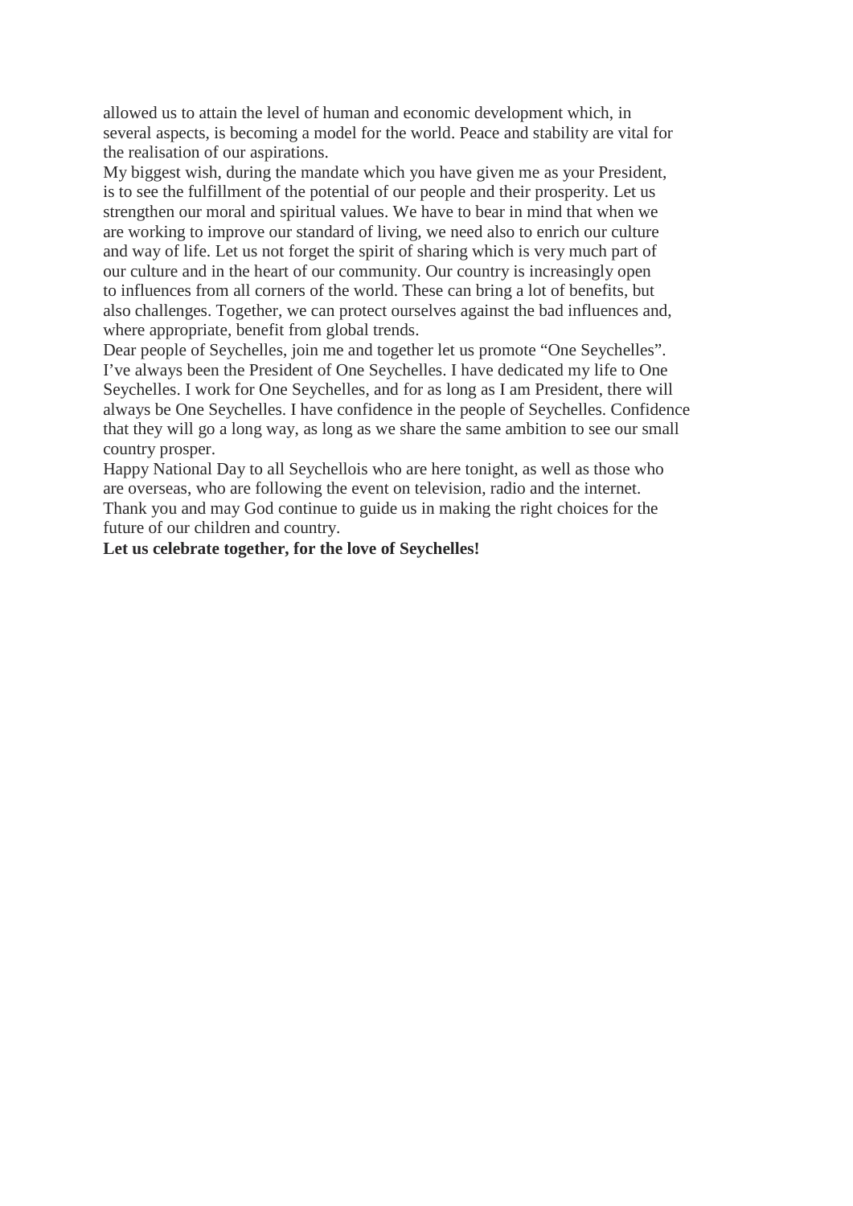allowed us to attain the level of human and economic development which, in several aspects, is becoming a model for the world. Peace and stability are vital for the realisation of our aspirations.

My biggest wish, during the mandate which you have given me as your President, is to see the fulfillment of the potential of our people and their prosperity. Let us strengthen our moral and spiritual values. We have to bear in mind that when we are working to improve our standard of living, we need also to enrich our culture and way of life. Let us not forget the spirit of sharing which is very much part of our culture and in the heart of our community. Our country is increasingly open to influences from all corners of the world. These can bring a lot of benefits, but also challenges. Together, we can protect ourselves against the bad influences and, where appropriate, benefit from global trends.

Dear people of Seychelles, join me and together let us promote "One Seychelles". I've always been the President of One Seychelles. I have dedicated my life to One Seychelles. I work for One Seychelles, and for as long as I am President, there will always be One Seychelles. I have confidence in the people of Seychelles. Confidence that they will go a long way, as long as we share the same ambition to see our small country prosper.

Happy National Day to all Seychellois who are here tonight, as well as those who are overseas, who are following the event on television, radio and the internet. Thank you and may God continue to guide us in making the right choices for the future of our children and country.

**Let us celebrate together, for the love of Seychelles!**